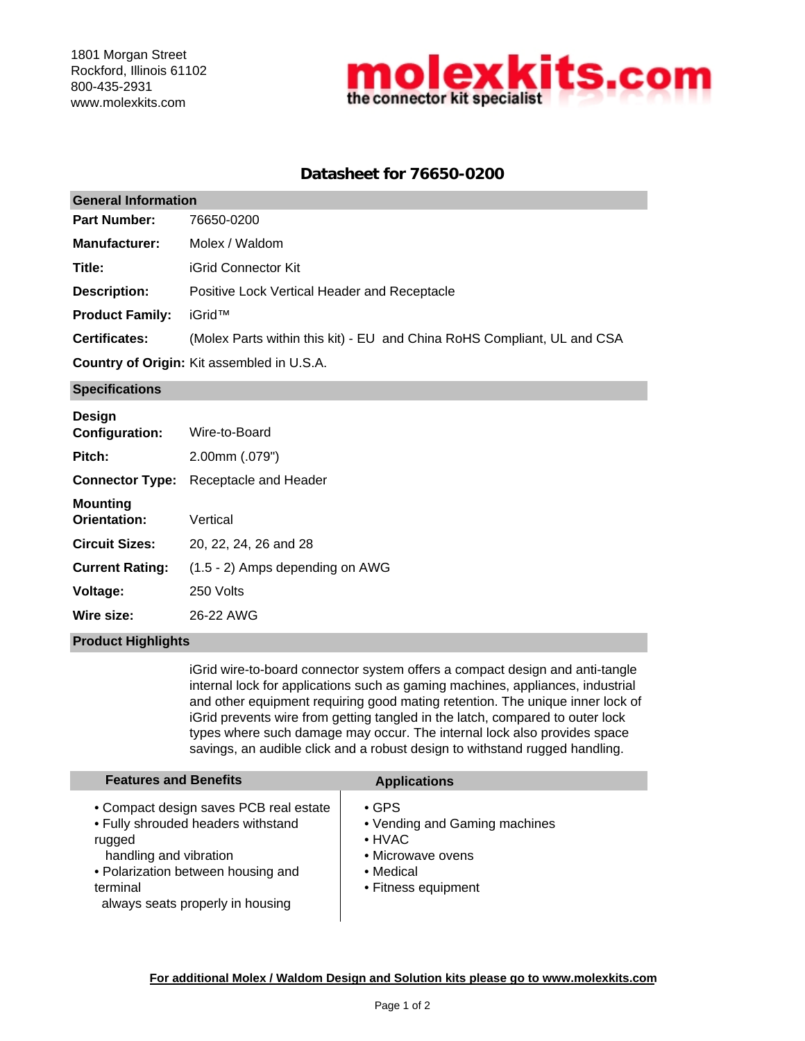1801 Morgan Street
Rockford, Illinois 61102
800-435-2931
www.molexkits.com

**molexkits.com**
**the connector kit specialist**

# Datasheet for 76650-0200

## General Information

| | |
|---|---|
| **Part Number:** | 76650-0200 |
| **Manufacturer:** | Molex / Waldom |
| **Title:** | iGrid Connector Kit |
| **Description:** | Positive Lock Vertical Header and Receptacle |
| **Product Family:** | iGrid™ |
| **Certificates:** | (Molex Parts within this kit) - EU and China RoHS Compliant, UL and CSA |
| **Country of Origin:** | Kit assembled in U.S.A. |

## Specifications

| | |
|---|---|
| **Design Configuration:** | Wire-to-Board |
| **Pitch:** | 2.00mm (.079") |
| **Connector Type:** | Receptacle and Header |
| **Mounting Orientation:** | Vertical |
| **Circuit Sizes:** | 20, 22, 24, 26 and 28 |
| **Current Rating:** | (1.5 - 2) Amps depending on AWG |
| **Voltage:** | 250 Volts |
| **Wire size:** | 26-22 AWG |

## Product Highlights

iGrid wire-to-board connector system offers a compact design and anti-tangle internal lock for applications such as gaming machines, appliances, industrial and other equipment requiring good mating retention. The unique inner lock of iGrid prevents wire from getting tangled in the latch, compared to outer lock types where such damage may occur. The internal lock also provides space savings, an audible click and a robust design to withstand rugged handling.

## Features and Benefits

- Compact design saves PCB real estate
- Fully shrouded headers withstand rugged handling and vibration
- Polarization between housing and terminal always seats properly in housing

## Applications

- GPS
- Vending and Gaming machines
- HVAC
- Microwave ovens
- Medical
- Fitness equipment

**For additional Molex / Waldom Design and Solution kits please go to www.molexkits.com**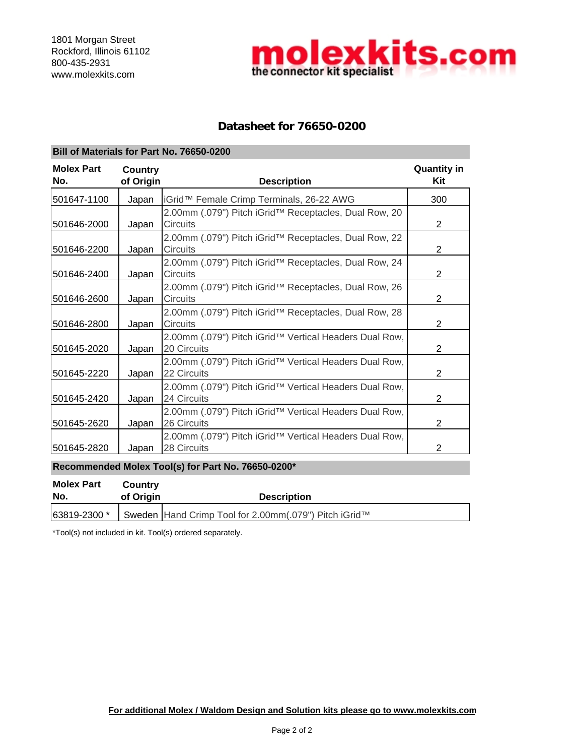1801 Morgan Street
Rockford, Illinois 61102
800-435-2931
www.molexkits.com

molexkits.com
the connector kit specialist

# Datasheet for 76650-0200

## Bill of Materials for Part No. 76650-0200

| Molex Part No. | Country of Origin | Description | Quantity in Kit |
|---|---|---|---|
| 501647-1100 | Japan | iGrid™ Female Crimp Terminals, 26-22 AWG | 300 |
| 501646-2000 | Japan | 2.00mm (.079") Pitch iGrid™ Receptacles, Dual Row, 20 Circuits | 2 |
| 501646-2200 | Japan | 2.00mm (.079") Pitch iGrid™ Receptacles, Dual Row, 22 Circuits | 2 |
| 501646-2400 | Japan | 2.00mm (.079") Pitch iGrid™ Receptacles, Dual Row, 24 Circuits | 2 |
| 501646-2600 | Japan | 2.00mm (.079") Pitch iGrid™ Receptacles, Dual Row, 26 Circuits | 2 |
| 501646-2800 | Japan | 2.00mm (.079") Pitch iGrid™ Receptacles, Dual Row, 28 Circuits | 2 |
| 501645-2020 | Japan | 2.00mm (.079") Pitch iGrid™ Vertical Headers Dual Row, 20 Circuits | 2 |
| 501645-2220 | Japan | 2.00mm (.079") Pitch iGrid™ Vertical Headers Dual Row, 22 Circuits | 2 |
| 501645-2420 | Japan | 2.00mm (.079") Pitch iGrid™ Vertical Headers Dual Row, 24 Circuits | 2 |
| 501645-2620 | Japan | 2.00mm (.079") Pitch iGrid™ Vertical Headers Dual Row, 26 Circuits | 2 |
| 501645-2820 | Japan | 2.00mm (.079") Pitch iGrid™ Vertical Headers Dual Row, 28 Circuits | 2 |

## Recommended Molex Tool(s) for Part No. 76650-0200*

| Molex Part No. | Country of Origin | Description |
|---|---|---|
| 63819-2300 * | Sweden | Hand Crimp Tool for 2.00mm(.079") Pitch iGrid™ |

*Tool(s) not included in kit. Tool(s) ordered separately.

**For additional Molex / Waldom Design and Solution kits please go to www.molexkits.com**